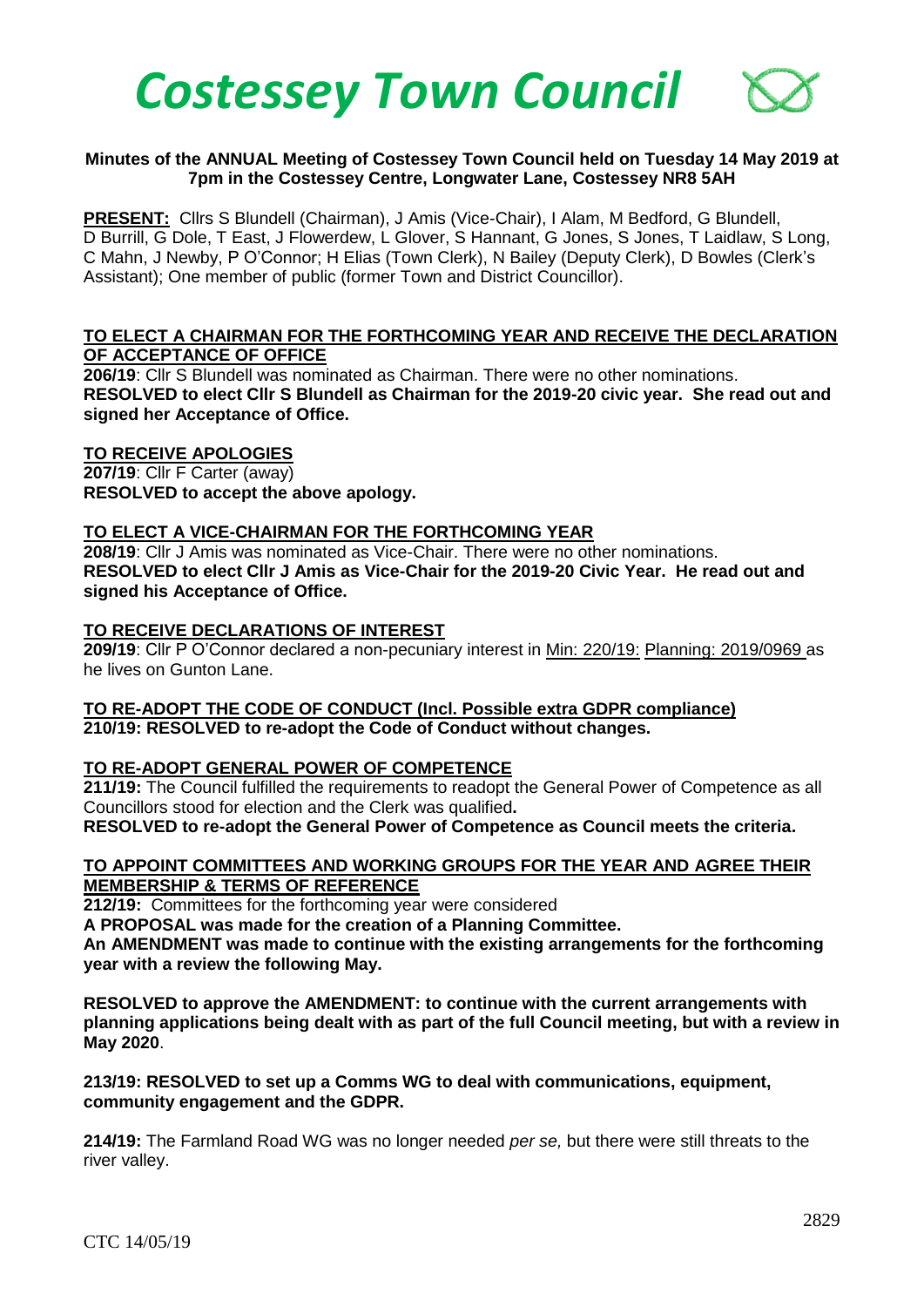# *Costessey Town Council*

**Minutes of the ANNUAL Meeting of Costessey Town Council held on Tuesday 14 May 2019 at 7pm in the Costessey Centre, Longwater Lane, Costessey NR8 5AH**

**PRESENT:** Cllrs S Blundell (Chairman), J Amis (Vice-Chair), I Alam, M Bedford, G Blundell, D Burrill, G Dole, T East, J Flowerdew, L Glover, S Hannant, G Jones, S Jones, T Laidlaw, S Long, C Mahn, J Newby, P O'Connor; H Elias (Town Clerk), N Bailey (Deputy Clerk), D Bowles (Clerk's Assistant); One member of public (former Town and District Councillor).

**TO ELECT A CHAIRMAN FOR THE FORTHCOMING YEAR AND RECEIVE THE DECLARATION OF ACCEPTANCE OF OFFICE**

**206/19**: Cllr S Blundell was nominated as Chairman. There were no other nominations.
**RESOLVED to elect Cllr S Blundell as Chairman for the 2019-20 civic year. She read out and signed her Acceptance of Office.**

**TO RECEIVE APOLOGIES**

**207/19**: Cllr F Carter (away)
**RESOLVED to accept the above apology.**

**TO ELECT A VICE-CHAIRMAN FOR THE FORTHCOMING YEAR**

**208/19**: Cllr J Amis was nominated as Vice-Chair. There were no other nominations.
**RESOLVED to elect Cllr J Amis as Vice-Chair for the 2019-20 Civic Year. He read out and signed his Acceptance of Office.**

**TO RECEIVE DECLARATIONS OF INTEREST**

**209/19**: Cllr P O'Connor declared a non-pecuniary interest in Min: 220/19: Planning: 2019/0969 as he lives on Gunton Lane.

**TO RE-ADOPT THE CODE OF CONDUCT (Incl. Possible extra GDPR compliance)**

**210/19: RESOLVED to re-adopt the Code of Conduct without changes.**

**TO RE-ADOPT GENERAL POWER OF COMPETENCE**

**211/19:** The Council fulfilled the requirements to readopt the General Power of Competence as all Councillors stood for election and the Clerk was qualified**.**
**RESOLVED to re-adopt the General Power of Competence as Council meets the criteria.**

**TO APPOINT COMMITTEES AND WORKING GROUPS FOR THE YEAR AND AGREE THEIR MEMBERSHIP & TERMS OF REFERENCE**

**212/19:** Committees for the forthcoming year were considered
**A PROPOSAL was made for the creation of a Planning Committee.**
**An AMENDMENT was made to continue with the existing arrangements for the forthcoming year with a review the following May.**

**RESOLVED to approve the AMENDMENT: to continue with the current arrangements with planning applications being dealt with as part of the full Council meeting, but with a review in May 2020**.

**213/19: RESOLVED to set up a Comms WG to deal with communications, equipment, community engagement and the GDPR.**

**214/19:** The Farmland Road WG was no longer needed *per se,* but there were still threats to the river valley.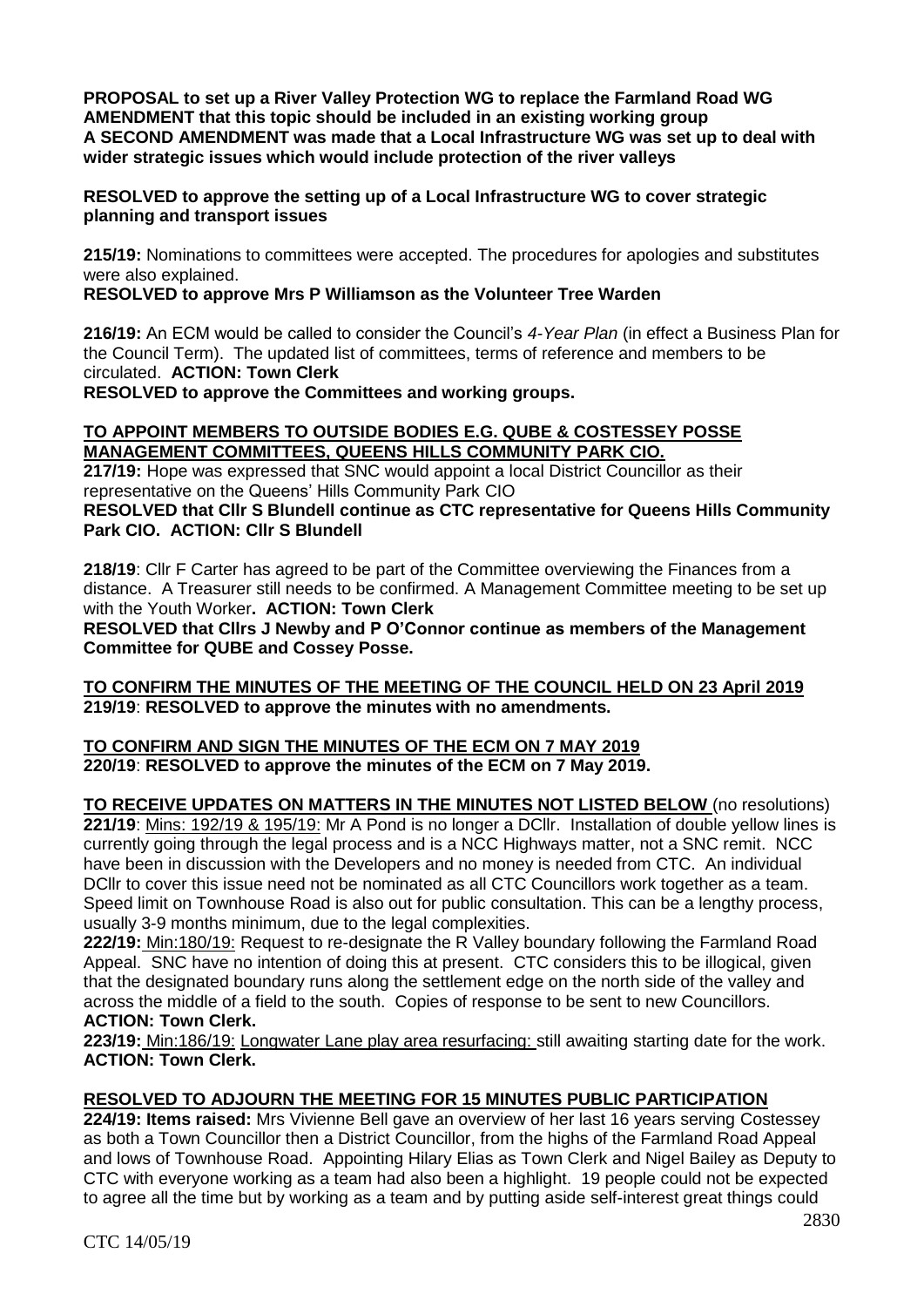**PROPOSAL to set up a River Valley Protection WG to replace the Farmland Road WG**
**AMENDMENT that this topic should be included in an existing working group**
**A SECOND AMENDMENT was made that a Local Infrastructure WG was set up to deal with wider strategic issues which would include protection of the river valleys**

**RESOLVED to approve the setting up of a Local Infrastructure WG to cover strategic planning and transport issues**

**215/19:** Nominations to committees were accepted. The procedures for apologies and substitutes were also explained.
**RESOLVED to approve Mrs P Williamson as the Volunteer Tree Warden**

**216/19:** An ECM would be called to consider the Council's *4-Year Plan* (in effect a Business Plan for the Council Term). The updated list of committees, terms of reference and members to be circulated. **ACTION: Town Clerk**
**RESOLVED to approve the Committees and working groups.**

**TO APPOINT MEMBERS TO OUTSIDE BODIES E.G. QUBE & COSTESSEY POSSE MANAGEMENT COMMITTEES, QUEENS HILLS COMMUNITY PARK CIO.**

**217/19:** Hope was expressed that SNC would appoint a local District Councillor as their representative on the Queens' Hills Community Park CIO
**RESOLVED that Cllr S Blundell continue as CTC representative for Queens Hills Community Park CIO. ACTION: Cllr S Blundell**

**218/19**: Cllr F Carter has agreed to be part of the Committee overviewing the Finances from a distance. A Treasurer still needs to be confirmed. A Management Committee meeting to be set up with the Youth Worker**. ACTION: Town Clerk**
**RESOLVED that Cllrs J Newby and P O'Connor continue as members of the Management Committee for QUBE and Cossey Posse.**

**TO CONFIRM THE MINUTES OF THE MEETING OF THE COUNCIL HELD ON 23 April 2019**
**219/19**: **RESOLVED to approve the minutes with no amendments.**

**TO CONFIRM AND SIGN THE MINUTES OF THE ECM ON 7 MAY 2019**
**220/19**: **RESOLVED to approve the minutes of the ECM on 7 May 2019.**

**TO RECEIVE UPDATES ON MATTERS IN THE MINUTES NOT LISTED BELOW** (no resolutions)
**221/19**: Mins: 192/19 & 195/19: Mr A Pond is no longer a DCllr. Installation of double yellow lines is currently going through the legal process and is a NCC Highways matter, not a SNC remit. NCC have been in discussion with the Developers and no money is needed from CTC. An individual DCllr to cover this issue need not be nominated as all CTC Councillors work together as a team. Speed limit on Townhouse Road is also out for public consultation. This can be a lengthy process, usually 3-9 months minimum, due to the legal complexities.
**222/19:** Min:180/19: Request to re-designate the R Valley boundary following the Farmland Road Appeal. SNC have no intention of doing this at present. CTC considers this to be illogical, given that the designated boundary runs along the settlement edge on the north side of the valley and across the middle of a field to the south. Copies of response to be sent to new Councillors.
**ACTION: Town Clerk.**
**223/19:** Min:186/19: Longwater Lane play area resurfacing: still awaiting starting date for the work.
**ACTION: Town Clerk.**

**RESOLVED TO ADJOURN THE MEETING FOR 15 MINUTES PUBLIC PARTICIPATION**
**224/19: Items raised:** Mrs Vivienne Bell gave an overview of her last 16 years serving Costessey as both a Town Councillor then a District Councillor, from the highs of the Farmland Road Appeal and lows of Townhouse Road. Appointing Hilary Elias as Town Clerk and Nigel Bailey as Deputy to CTC with everyone working as a team had also been a highlight. 19 people could not be expected to agree all the time but by working as a team and by putting aside self-interest great things could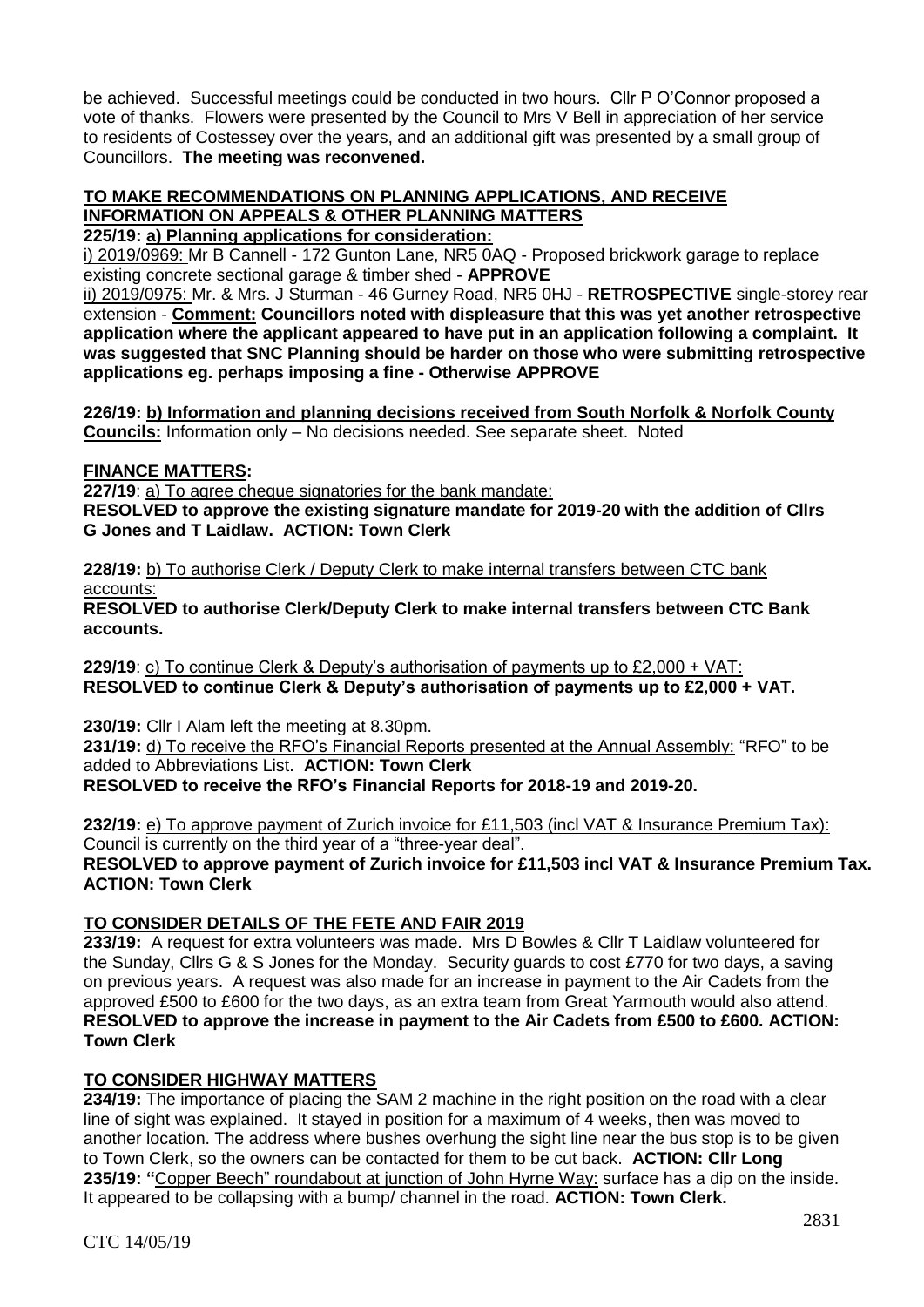be achieved. Successful meetings could be conducted in two hours. Cllr P O'Connor proposed a vote of thanks. Flowers were presented by the Council to Mrs V Bell in appreciation of her service to residents of Costessey over the years, and an additional gift was presented by a small group of Councillors. **The meeting was reconvened.**

## TO MAKE RECOMMENDATIONS ON PLANNING APPLICATIONS, AND RECEIVE INFORMATION ON APPEALS & OTHER PLANNING MATTERS

**225/19: a) Planning applications for consideration:**

i) 2019/0969: Mr B Cannell - 172 Gunton Lane, NR5 0AQ - Proposed brickwork garage to replace existing concrete sectional garage & timber shed - **APPROVE**

ii) 2019/0975: Mr. & Mrs. J Sturman - 46 Gurney Road, NR5 0HJ - **RETROSPECTIVE** single-storey rear extension - **Comment: Councillors noted with displeasure that this was yet another retrospective application where the applicant appeared to have put in an application following a complaint. It was suggested that SNC Planning should be harder on those who were submitting retrospective applications eg. perhaps imposing a fine - Otherwise APPROVE**

**226/19: b) Information and planning decisions received from South Norfolk & Norfolk County Councils:** Information only – No decisions needed. See separate sheet. Noted

## FINANCE MATTERS:

**227/19**: a) To agree cheque signatories for the bank mandate:
**RESOLVED to approve the existing signature mandate for 2019-20 with the addition of Cllrs G Jones and T Laidlaw. ACTION: Town Clerk**

**228/19:** b) To authorise Clerk / Deputy Clerk to make internal transfers between CTC bank accounts:
**RESOLVED to authorise Clerk/Deputy Clerk to make internal transfers between CTC Bank accounts.**

**229/19**: c) To continue Clerk & Deputy's authorisation of payments up to £2,000 + VAT:
**RESOLVED to continue Clerk & Deputy's authorisation of payments up to £2,000 + VAT.**

**230/19:** Cllr I Alam left the meeting at 8.30pm.

**231/19:** d) To receive the RFO's Financial Reports presented at the Annual Assembly: "RFO" to be added to Abbreviations List. **ACTION: Town Clerk**
**RESOLVED to receive the RFO's Financial Reports for 2018-19 and 2019-20.**

**232/19:** e) To approve payment of Zurich invoice for £11,503 (incl VAT & Insurance Premium Tax): Council is currently on the third year of a "three-year deal".
**RESOLVED to approve payment of Zurich invoice for £11,503 incl VAT & Insurance Premium Tax. ACTION: Town Clerk**

## TO CONSIDER DETAILS OF THE FETE AND FAIR 2019

**233/19:** A request for extra volunteers was made. Mrs D Bowles & Cllr T Laidlaw volunteered for the Sunday, Cllrs G & S Jones for the Monday. Security guards to cost £770 for two days, a saving on previous years. A request was also made for an increase in payment to the Air Cadets from the approved £500 to £600 for the two days, as an extra team from Great Yarmouth would also attend.
**RESOLVED to approve the increase in payment to the Air Cadets from £500 to £600. ACTION: Town Clerk**

## TO CONSIDER HIGHWAY MATTERS

**234/19:** The importance of placing the SAM 2 machine in the right position on the road with a clear line of sight was explained. It stayed in position for a maximum of 4 weeks, then was moved to another location. The address where bushes overhung the sight line near the bus stop is to be given to Town Clerk, so the owners can be contacted for them to be cut back. **ACTION: Cllr Long**

**235/19: "**Copper Beech" roundabout at junction of John Hyrne Way: surface has a dip on the inside. It appeared to be collapsing with a bump/ channel in the road. **ACTION: Town Clerk.**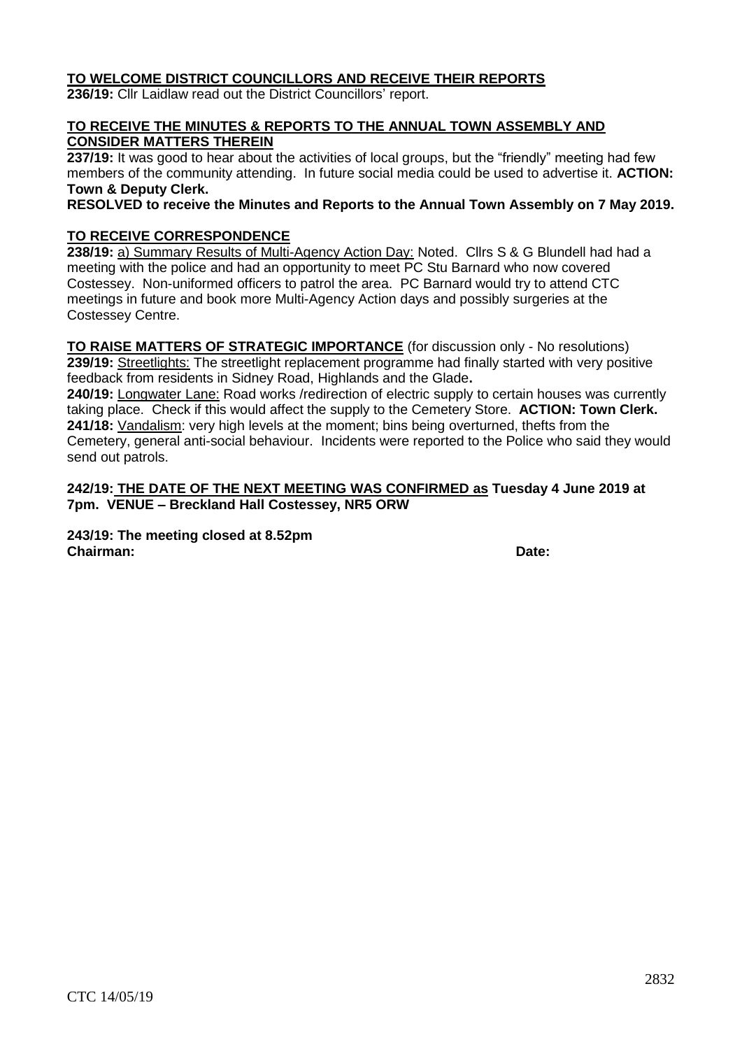## TO WELCOME DISTRICT COUNCILLORS AND RECEIVE THEIR REPORTS

**236/19:** Cllr Laidlaw read out the District Councillors' report.

## TO RECEIVE THE MINUTES & REPORTS TO THE ANNUAL TOWN ASSEMBLY AND CONSIDER MATTERS THEREIN

**237/19:** It was good to hear about the activities of local groups, but the "friendly" meeting had few members of the community attending. In future social media could be used to advertise it. **ACTION: Town & Deputy Clerk.**

**RESOLVED to receive the Minutes and Reports to the Annual Town Assembly on 7 May 2019.**

## TO RECEIVE CORRESPONDENCE

**238/19:** a) Summary Results of Multi-Agency Action Day: Noted. Cllrs S & G Blundell had had a meeting with the police and had an opportunity to meet PC Stu Barnard who now covered Costessey. Non-uniformed officers to patrol the area. PC Barnard would try to attend CTC meetings in future and book more Multi-Agency Action days and possibly surgeries at the Costessey Centre.

## TO RAISE MATTERS OF STRATEGIC IMPORTANCE (for discussion only - No resolutions)

**239/19:** Streetlights: The streetlight replacement programme had finally started with very positive feedback from residents in Sidney Road, Highlands and the Glade**.**

**240/19:** Longwater Lane: Road works /redirection of electric supply to certain houses was currently taking place. Check if this would affect the supply to the Cemetery Store. **ACTION: Town Clerk.**

**241/18:** Vandalism: very high levels at the moment; bins being overturned, thefts from the Cemetery, general anti-social behaviour. Incidents were reported to the Police who said they would send out patrols.

**242/19: THE DATE OF THE NEXT MEETING WAS CONFIRMED as Tuesday 4 June 2019 at 7pm. VENUE – Breckland Hall Costessey, NR5 ORW**

**243/19: The meeting closed at 8.52pm**

**Chairman:** **Date:**